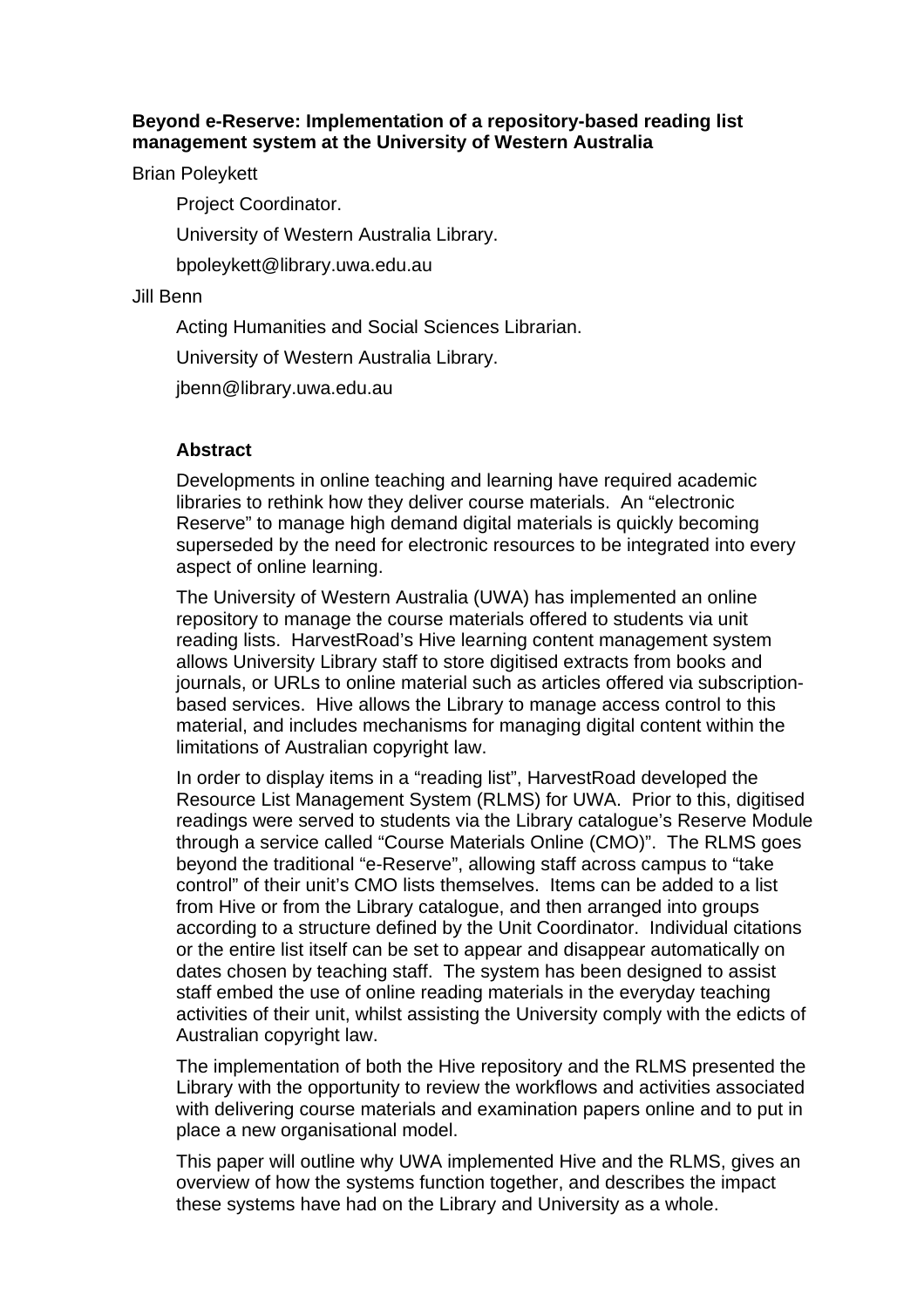**Beyond e-Reserve: Implementation of a repository-based reading list management system at the University of Western Australia**

Brian Poleykett

Project Coordinator.

University of Western Australia Library.

bpoleykett@library.uwa.edu.au

Jill Benn

Acting Humanities and Social Sciences Librarian.

University of Western Australia Library.

jbenn@library.uwa.edu.au

**Abstract**

Developments in online teaching and learning have required academic libraries to rethink how they deliver course materials. An "electronic Reserve" to manage high demand digital materials is quickly becoming superseded by the need for electronic resources to be integrated into every aspect of online learning.

The University of Western Australia (UWA) has implemented an online repository to manage the course materials offered to students via unit reading lists. HarvestRoad's Hive learning content management system allows University Library staff to store digitised extracts from books and journals, or URLs to online material such as articles offered via subscription-based services. Hive allows the Library to manage access control to this material, and includes mechanisms for managing digital content within the limitations of Australian copyright law.

In order to display items in a "reading list", HarvestRoad developed the Resource List Management System (RLMS) for UWA. Prior to this, digitised readings were served to students via the Library catalogue's Reserve Module through a service called "Course Materials Online (CMO)". The RLMS goes beyond the traditional "e-Reserve", allowing staff across campus to "take control" of their unit's CMO lists themselves. Items can be added to a list from Hive or from the Library catalogue, and then arranged into groups according to a structure defined by the Unit Coordinator. Individual citations or the entire list itself can be set to appear and disappear automatically on dates chosen by teaching staff. The system has been designed to assist staff embed the use of online reading materials in the everyday teaching activities of their unit, whilst assisting the University comply with the edicts of Australian copyright law.

The implementation of both the Hive repository and the RLMS presented the Library with the opportunity to review the workflows and activities associated with delivering course materials and examination papers online and to put in place a new organisational model.

This paper will outline why UWA implemented Hive and the RLMS, gives an overview of how the systems function together, and describes the impact these systems have had on the Library and University as a whole.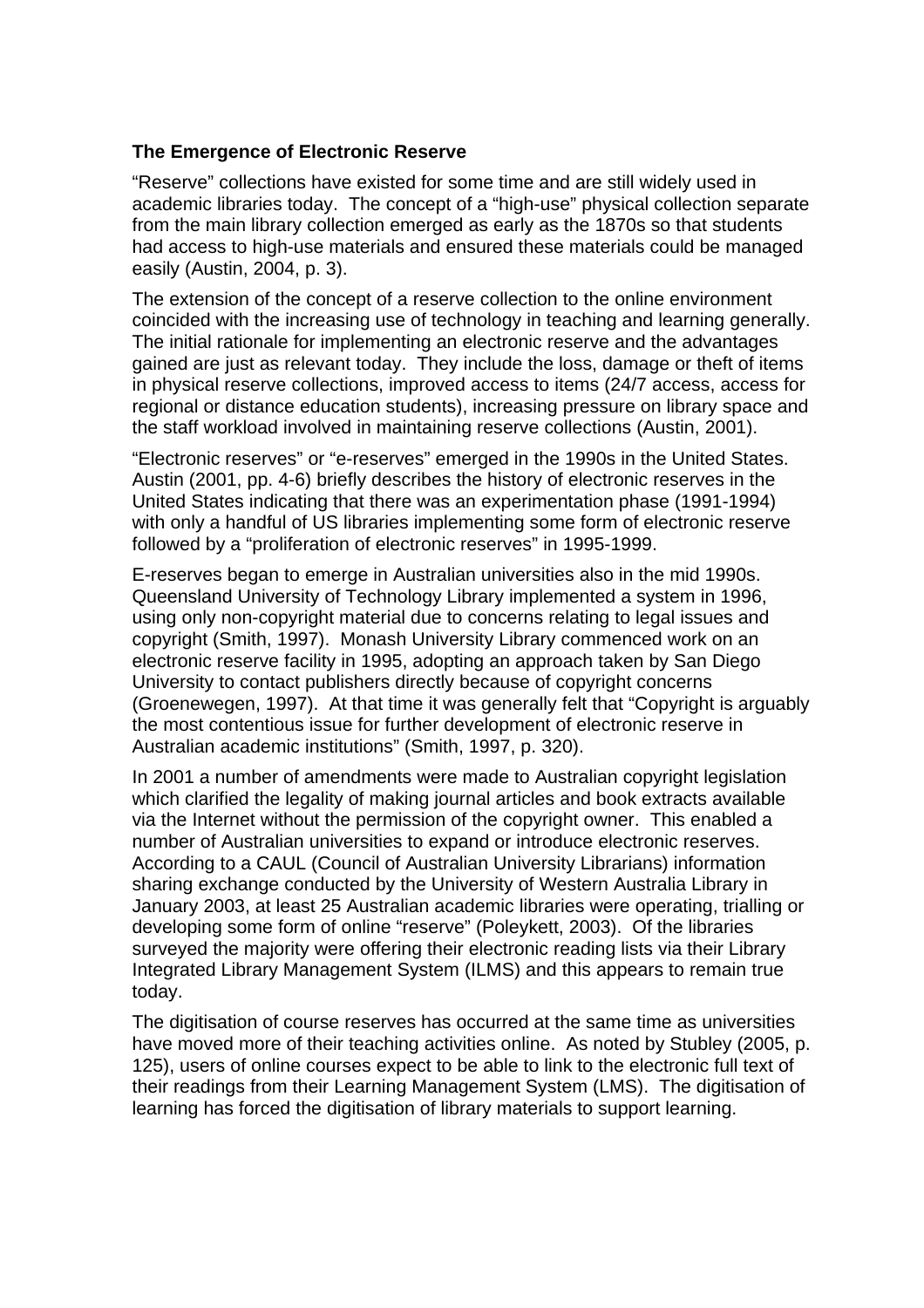**The Emergence of Electronic Reserve**

"Reserve" collections have existed for some time and are still widely used in academic libraries today. The concept of a "high-use" physical collection separate from the main library collection emerged as early as the 1870s so that students had access to high-use materials and ensured these materials could be managed easily (Austin, 2004, p. 3).

The extension of the concept of a reserve collection to the online environment coincided with the increasing use of technology in teaching and learning generally. The initial rationale for implementing an electronic reserve and the advantages gained are just as relevant today. They include the loss, damage or theft of items in physical reserve collections, improved access to items (24/7 access, access for regional or distance education students), increasing pressure on library space and the staff workload involved in maintaining reserve collections (Austin, 2001).

"Electronic reserves" or "e-reserves" emerged in the 1990s in the United States. Austin (2001, pp. 4-6) briefly describes the history of electronic reserves in the United States indicating that there was an experimentation phase (1991-1994) with only a handful of US libraries implementing some form of electronic reserve followed by a "proliferation of electronic reserves" in 1995-1999.

E-reserves began to emerge in Australian universities also in the mid 1990s. Queensland University of Technology Library implemented a system in 1996, using only non-copyright material due to concerns relating to legal issues and copyright (Smith, 1997). Monash University Library commenced work on an electronic reserve facility in 1995, adopting an approach taken by San Diego University to contact publishers directly because of copyright concerns (Groenewegen, 1997). At that time it was generally felt that "Copyright is arguably the most contentious issue for further development of electronic reserve in Australian academic institutions" (Smith, 1997, p. 320).

In 2001 a number of amendments were made to Australian copyright legislation which clarified the legality of making journal articles and book extracts available via the Internet without the permission of the copyright owner. This enabled a number of Australian universities to expand or introduce electronic reserves. According to a CAUL (Council of Australian University Librarians) information sharing exchange conducted by the University of Western Australia Library in January 2003, at least 25 Australian academic libraries were operating, trialling or developing some form of online "reserve" (Poleykett, 2003). Of the libraries surveyed the majority were offering their electronic reading lists via their Library Integrated Library Management System (ILMS) and this appears to remain true today.

The digitisation of course reserves has occurred at the same time as universities have moved more of their teaching activities online. As noted by Stubley (2005, p. 125), users of online courses expect to be able to link to the electronic full text of their readings from their Learning Management System (LMS). The digitisation of learning has forced the digitisation of library materials to support learning.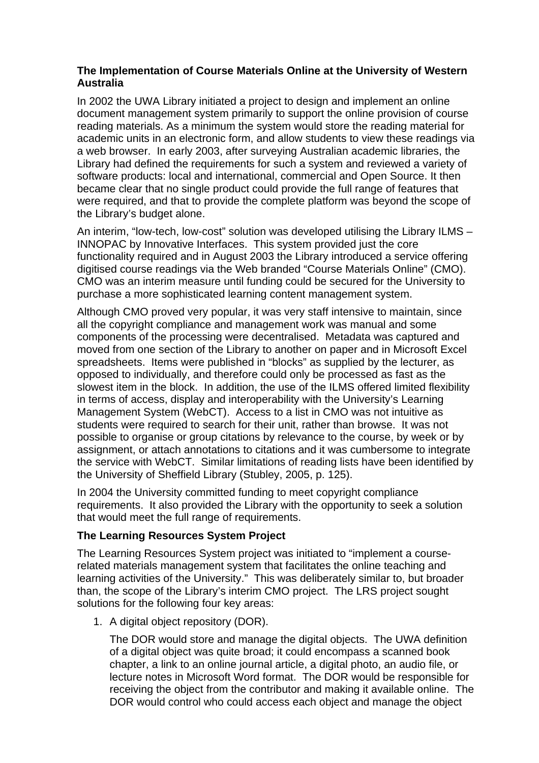**The Implementation of Course Materials Online at the University of Western Australia**

In 2002 the UWA Library initiated a project to design and implement an online document management system primarily to support the online provision of course reading materials. As a minimum the system would store the reading material for academic units in an electronic form, and allow students to view these readings via a web browser. In early 2003, after surveying Australian academic libraries, the Library had defined the requirements for such a system and reviewed a variety of software products: local and international, commercial and Open Source. It then became clear that no single product could provide the full range of features that were required, and that to provide the complete platform was beyond the scope of the Library's budget alone.

An interim, "low-tech, low-cost" solution was developed utilising the Library ILMS – INNOPAC by Innovative Interfaces. This system provided just the core functionality required and in August 2003 the Library introduced a service offering digitised course readings via the Web branded "Course Materials Online" (CMO). CMO was an interim measure until funding could be secured for the University to purchase a more sophisticated learning content management system.

Although CMO proved very popular, it was very staff intensive to maintain, since all the copyright compliance and management work was manual and some components of the processing were decentralised. Metadata was captured and moved from one section of the Library to another on paper and in Microsoft Excel spreadsheets. Items were published in "blocks" as supplied by the lecturer, as opposed to individually, and therefore could only be processed as fast as the slowest item in the block. In addition, the use of the ILMS offered limited flexibility in terms of access, display and interoperability with the University's Learning Management System (WebCT). Access to a list in CMO was not intuitive as students were required to search for their unit, rather than browse. It was not possible to organise or group citations by relevance to the course, by week or by assignment, or attach annotations to citations and it was cumbersome to integrate the service with WebCT. Similar limitations of reading lists have been identified by the University of Sheffield Library (Stubley, 2005, p. 125).

In 2004 the University committed funding to meet copyright compliance requirements. It also provided the Library with the opportunity to seek a solution that would meet the full range of requirements.

**The Learning Resources System Project**

The Learning Resources System project was initiated to "implement a course-related materials management system that facilitates the online teaching and learning activities of the University." This was deliberately similar to, but broader than, the scope of the Library's interim CMO project. The LRS project sought solutions for the following four key areas:

1. A digital object repository (DOR).

   The DOR would store and manage the digital objects. The UWA definition of a digital object was quite broad; it could encompass a scanned book chapter, a link to an online journal article, a digital photo, an audio file, or lecture notes in Microsoft Word format. The DOR would be responsible for receiving the object from the contributor and making it available online. The DOR would control who could access each object and manage the object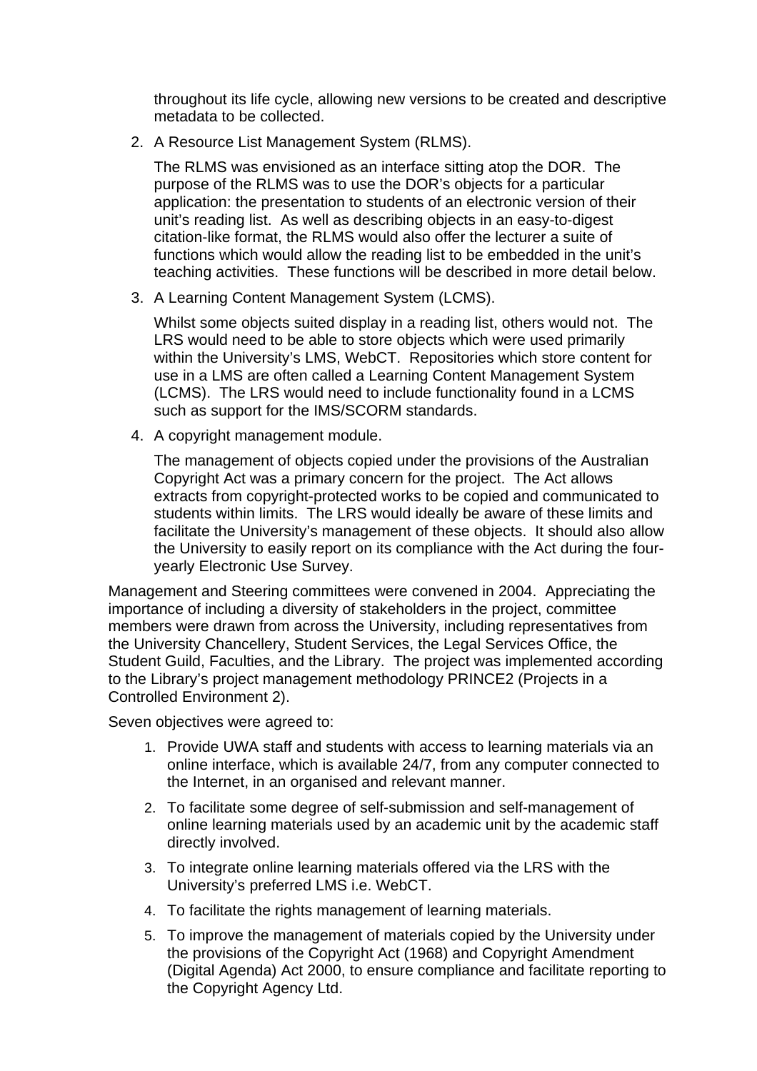throughout its life cycle, allowing new versions to be created and descriptive metadata to be collected.

2. A Resource List Management System (RLMS).

   The RLMS was envisioned as an interface sitting atop the DOR. The purpose of the RLMS was to use the DOR's objects for a particular application: the presentation to students of an electronic version of their unit's reading list. As well as describing objects in an easy-to-digest citation-like format, the RLMS would also offer the lecturer a suite of functions which would allow the reading list to be embedded in the unit's teaching activities. These functions will be described in more detail below.

3. A Learning Content Management System (LCMS).

   Whilst some objects suited display in a reading list, others would not. The LRS would need to be able to store objects which were used primarily within the University's LMS, WebCT. Repositories which store content for use in a LMS are often called a Learning Content Management System (LCMS). The LRS would need to include functionality found in a LCMS such as support for the IMS/SCORM standards.

4. A copyright management module.

   The management of objects copied under the provisions of the Australian Copyright Act was a primary concern for the project. The Act allows extracts from copyright-protected works to be copied and communicated to students within limits. The LRS would ideally be aware of these limits and facilitate the University's management of these objects. It should also allow the University to easily report on its compliance with the Act during the four-yearly Electronic Use Survey.

Management and Steering committees were convened in 2004. Appreciating the importance of including a diversity of stakeholders in the project, committee members were drawn from across the University, including representatives from the University Chancellery, Student Services, the Legal Services Office, the Student Guild, Faculties, and the Library. The project was implemented according to the Library's project management methodology PRINCE2 (Projects in a Controlled Environment 2).

Seven objectives were agreed to:

1. Provide UWA staff and students with access to learning materials via an online interface, which is available 24/7, from any computer connected to the Internet, in an organised and relevant manner.
2. To facilitate some degree of self-submission and self-management of online learning materials used by an academic unit by the academic staff directly involved.
3. To integrate online learning materials offered via the LRS with the University's preferred LMS i.e. WebCT.
4. To facilitate the rights management of learning materials.
5. To improve the management of materials copied by the University under the provisions of the Copyright Act (1968) and Copyright Amendment (Digital Agenda) Act 2000, to ensure compliance and facilitate reporting to the Copyright Agency Ltd.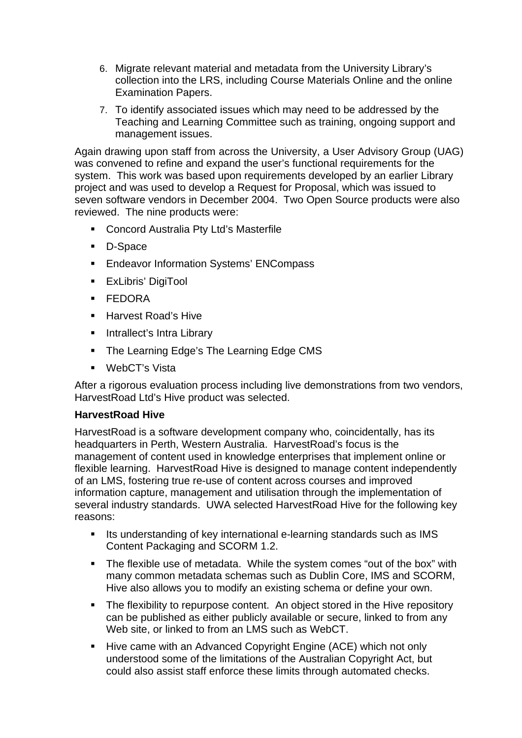6. Migrate relevant material and metadata from the University Library's collection into the LRS, including Course Materials Online and the online Examination Papers.
7. To identify associated issues which may need to be addressed by the Teaching and Learning Committee such as training, ongoing support and management issues.

Again drawing upon staff from across the University, a User Advisory Group (UAG) was convened to refine and expand the user's functional requirements for the system. This work was based upon requirements developed by an earlier Library project and was used to develop a Request for Proposal, which was issued to seven software vendors in December 2004. Two Open Source products were also reviewed. The nine products were:

- Concord Australia Pty Ltd's Masterfile
- D-Space
- Endeavor Information Systems' ENCompass
- ExLibris' DigiTool
- FEDORA
- Harvest Road's Hive
- Intrallect's Intra Library
- The Learning Edge's The Learning Edge CMS
- WebCT's Vista

After a rigorous evaluation process including live demonstrations from two vendors, HarvestRoad Ltd's Hive product was selected.

**HarvestRoad Hive**

HarvestRoad is a software development company who, coincidentally, has its headquarters in Perth, Western Australia. HarvestRoad's focus is the management of content used in knowledge enterprises that implement online or flexible learning. HarvestRoad Hive is designed to manage content independently of an LMS, fostering true re-use of content across courses and improved information capture, management and utilisation through the implementation of several industry standards. UWA selected HarvestRoad Hive for the following key reasons:

- Its understanding of key international e-learning standards such as IMS Content Packaging and SCORM 1.2.
- The flexible use of metadata. While the system comes "out of the box" with many common metadata schemas such as Dublin Core, IMS and SCORM, Hive also allows you to modify an existing schema or define your own.
- The flexibility to repurpose content. An object stored in the Hive repository can be published as either publicly available or secure, linked to from any Web site, or linked to from an LMS such as WebCT.
- Hive came with an Advanced Copyright Engine (ACE) which not only understood some of the limitations of the Australian Copyright Act, but could also assist staff enforce these limits through automated checks.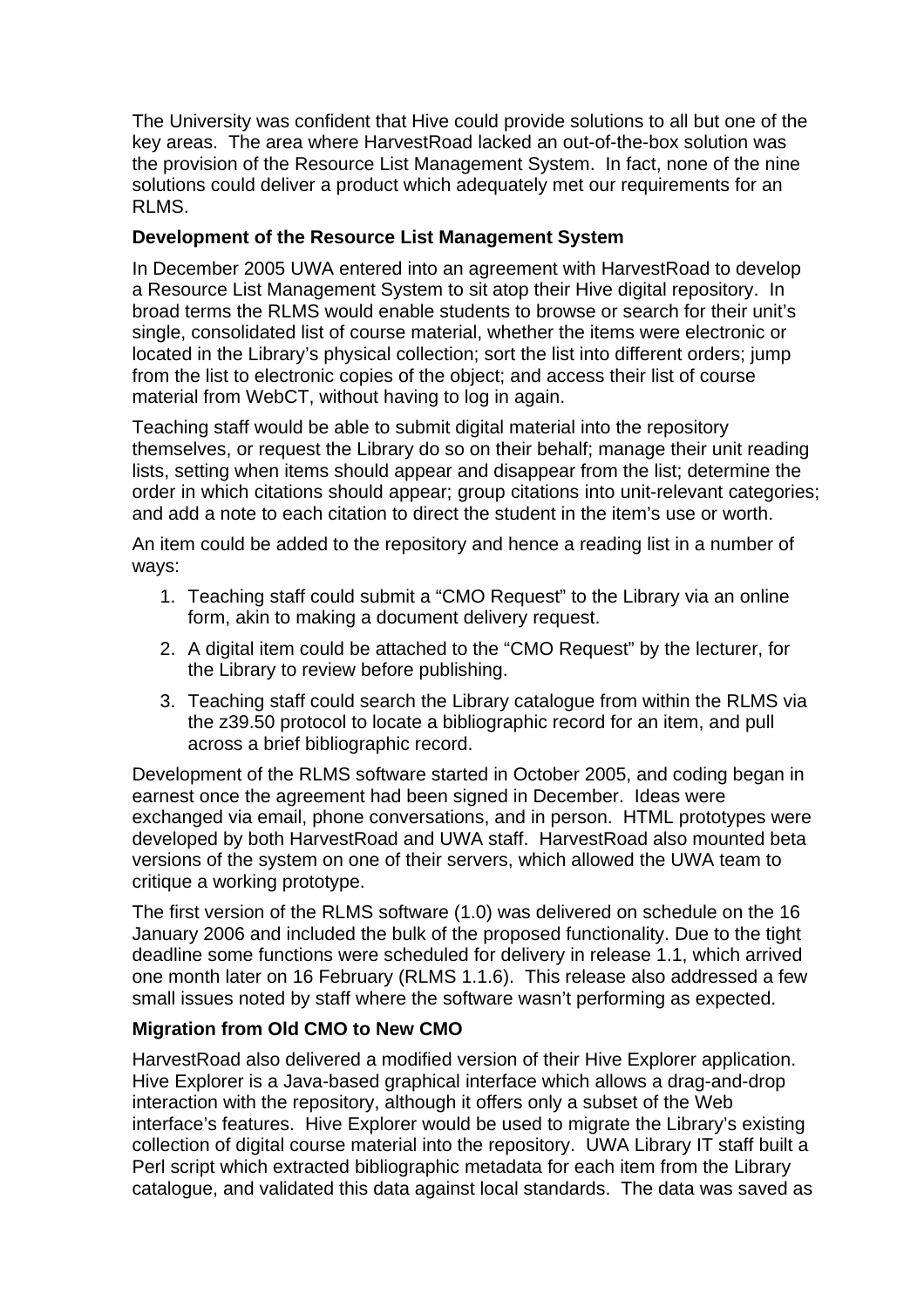The University was confident that Hive could provide solutions to all but one of the key areas. The area where HarvestRoad lacked an out-of-the-box solution was the provision of the Resource List Management System. In fact, none of the nine solutions could deliver a product which adequately met our requirements for an RLMS.

**Development of the Resource List Management System**

In December 2005 UWA entered into an agreement with HarvestRoad to develop a Resource List Management System to sit atop their Hive digital repository. In broad terms the RLMS would enable students to browse or search for their unit's single, consolidated list of course material, whether the items were electronic or located in the Library's physical collection; sort the list into different orders; jump from the list to electronic copies of the object; and access their list of course material from WebCT, without having to log in again.

Teaching staff would be able to submit digital material into the repository themselves, or request the Library do so on their behalf; manage their unit reading lists, setting when items should appear and disappear from the list; determine the order in which citations should appear; group citations into unit-relevant categories; and add a note to each citation to direct the student in the item's use or worth.

An item could be added to the repository and hence a reading list in a number of ways:

1. Teaching staff could submit a "CMO Request" to the Library via an online form, akin to making a document delivery request.
2. A digital item could be attached to the "CMO Request" by the lecturer, for the Library to review before publishing.
3. Teaching staff could search the Library catalogue from within the RLMS via the z39.50 protocol to locate a bibliographic record for an item, and pull across a brief bibliographic record.

Development of the RLMS software started in October 2005, and coding began in earnest once the agreement had been signed in December. Ideas were exchanged via email, phone conversations, and in person. HTML prototypes were developed by both HarvestRoad and UWA staff. HarvestRoad also mounted beta versions of the system on one of their servers, which allowed the UWA team to critique a working prototype.

The first version of the RLMS software (1.0) was delivered on schedule on the 16 January 2006 and included the bulk of the proposed functionality. Due to the tight deadline some functions were scheduled for delivery in release 1.1, which arrived one month later on 16 February (RLMS 1.1.6). This release also addressed a few small issues noted by staff where the software wasn't performing as expected.

**Migration from Old CMO to New CMO**

HarvestRoad also delivered a modified version of their Hive Explorer application. Hive Explorer is a Java-based graphical interface which allows a drag-and-drop interaction with the repository, although it offers only a subset of the Web interface's features. Hive Explorer would be used to migrate the Library's existing collection of digital course material into the repository. UWA Library IT staff built a Perl script which extracted bibliographic metadata for each item from the Library catalogue, and validated this data against local standards. The data was saved as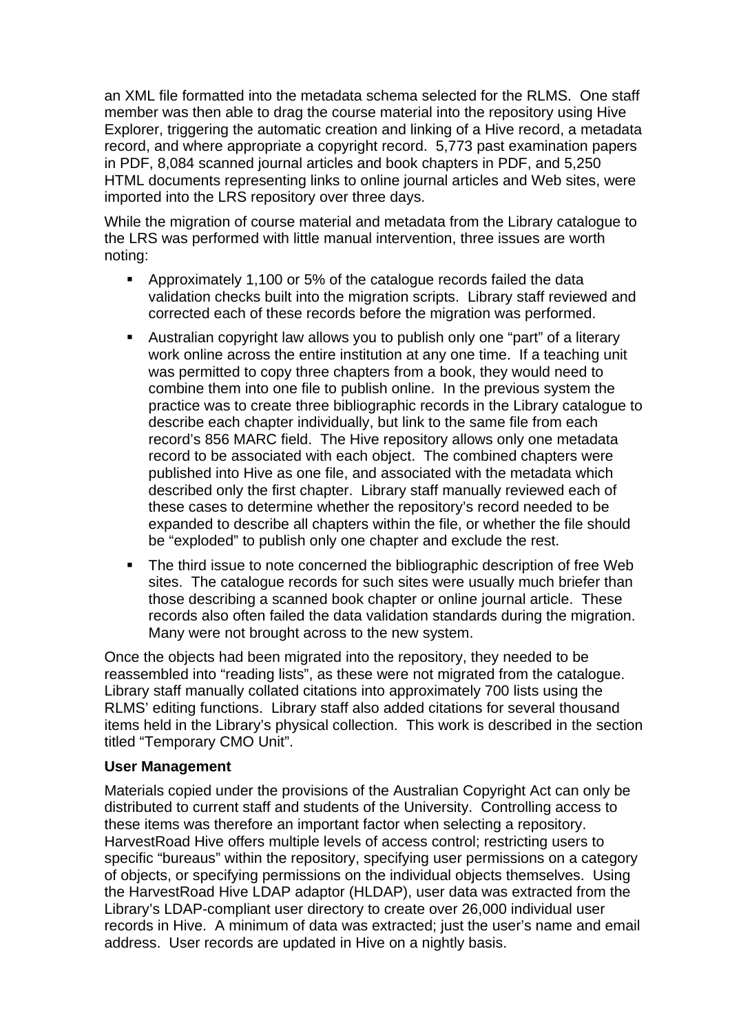an XML file formatted into the metadata schema selected for the RLMS. One staff member was then able to drag the course material into the repository using Hive Explorer, triggering the automatic creation and linking of a Hive record, a metadata record, and where appropriate a copyright record. 5,773 past examination papers in PDF, 8,084 scanned journal articles and book chapters in PDF, and 5,250 HTML documents representing links to online journal articles and Web sites, were imported into the LRS repository over three days.

While the migration of course material and metadata from the Library catalogue to the LRS was performed with little manual intervention, three issues are worth noting:

- Approximately 1,100 or 5% of the catalogue records failed the data validation checks built into the migration scripts. Library staff reviewed and corrected each of these records before the migration was performed.
- Australian copyright law allows you to publish only one "part" of a literary work online across the entire institution at any one time. If a teaching unit was permitted to copy three chapters from a book, they would need to combine them into one file to publish online. In the previous system the practice was to create three bibliographic records in the Library catalogue to describe each chapter individually, but link to the same file from each record's 856 MARC field. The Hive repository allows only one metadata record to be associated with each object. The combined chapters were published into Hive as one file, and associated with the metadata which described only the first chapter. Library staff manually reviewed each of these cases to determine whether the repository's record needed to be expanded to describe all chapters within the file, or whether the file should be "exploded" to publish only one chapter and exclude the rest.
- The third issue to note concerned the bibliographic description of free Web sites. The catalogue records for such sites were usually much briefer than those describing a scanned book chapter or online journal article. These records also often failed the data validation standards during the migration. Many were not brought across to the new system.

Once the objects had been migrated into the repository, they needed to be reassembled into "reading lists", as these were not migrated from the catalogue. Library staff manually collated citations into approximately 700 lists using the RLMS' editing functions. Library staff also added citations for several thousand items held in the Library's physical collection. This work is described in the section titled "Temporary CMO Unit".

**User Management**

Materials copied under the provisions of the Australian Copyright Act can only be distributed to current staff and students of the University. Controlling access to these items was therefore an important factor when selecting a repository. HarvestRoad Hive offers multiple levels of access control; restricting users to specific "bureaus" within the repository, specifying user permissions on a category of objects, or specifying permissions on the individual objects themselves. Using the HarvestRoad Hive LDAP adaptor (HLDAP), user data was extracted from the Library's LDAP-compliant user directory to create over 26,000 individual user records in Hive. A minimum of data was extracted; just the user's name and email address. User records are updated in Hive on a nightly basis.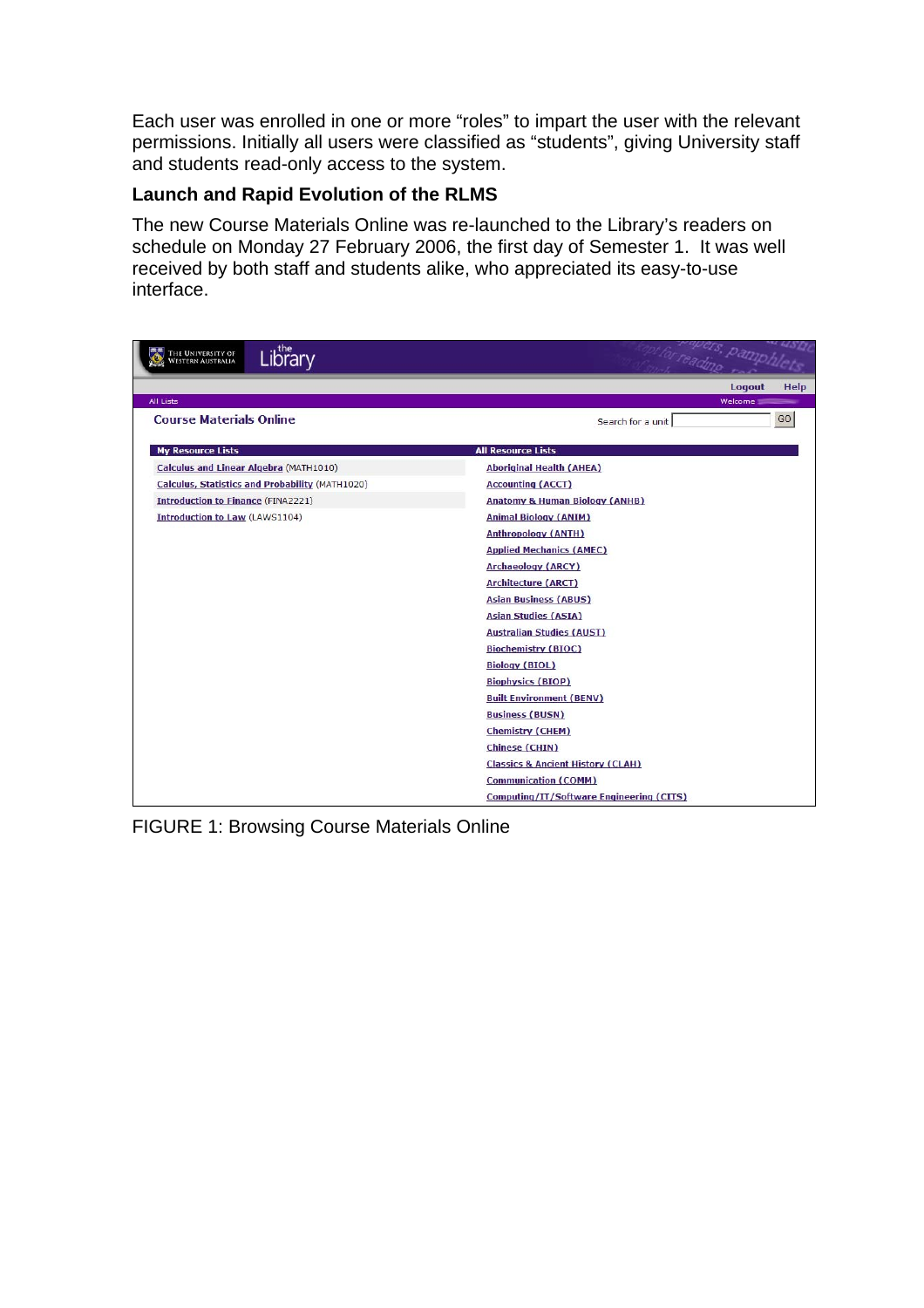Each user was enrolled in one or more “roles” to impart the user with the relevant permissions. Initially all users were classified as “students”, giving University staff and students read-only access to the system.

### Launch and Rapid Evolution of the RLMS

The new Course Materials Online was re-launched to the Library’s readers on schedule on Monday 27 February 2006, the first day of Semester 1. It was well received by both staff and students alike, who appreciated its easy-to-use interface.

FIGURE 1: Browsing Course Materials Online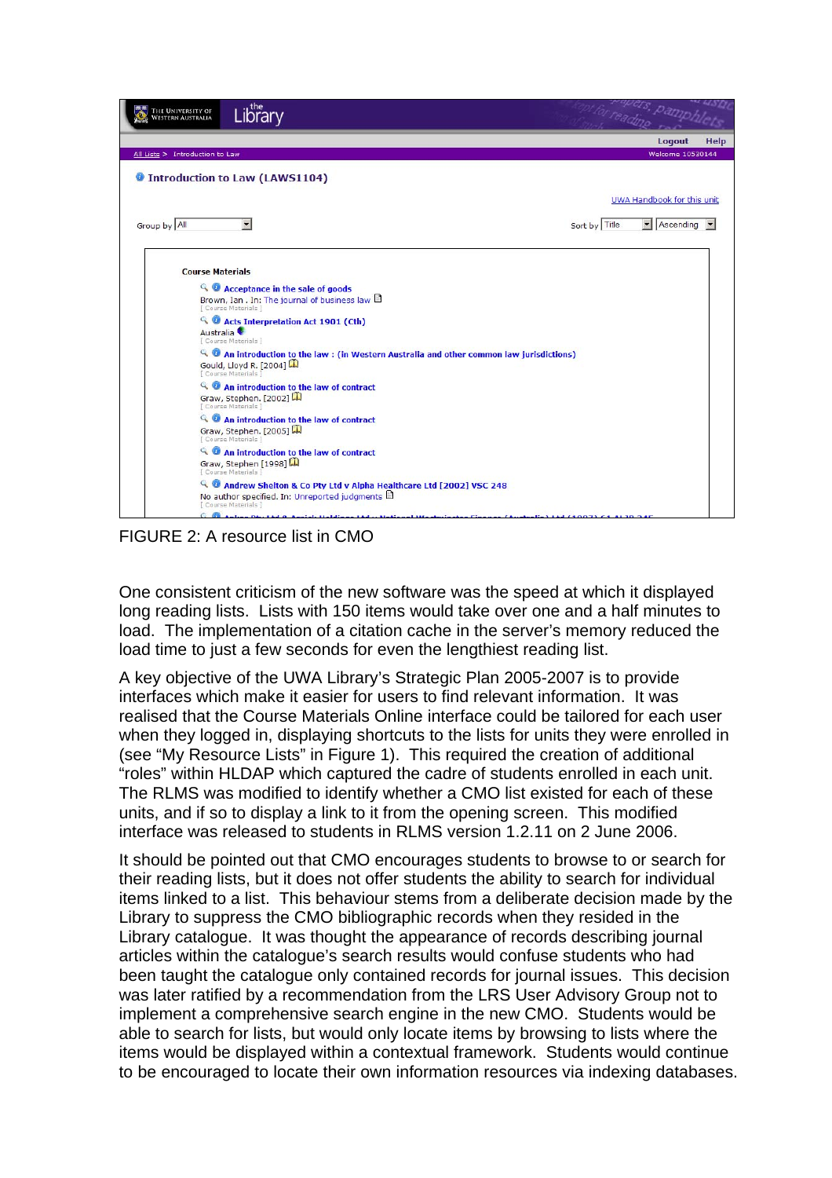FIGURE 2: A resource list in CMO

One consistent criticism of the new software was the speed at which it displayed long reading lists. Lists with 150 items would take over one and a half minutes to load. The implementation of a citation cache in the server's memory reduced the load time to just a few seconds for even the lengthiest reading list.

A key objective of the UWA Library's Strategic Plan 2005-2007 is to provide interfaces which make it easier for users to find relevant information. It was realised that the Course Materials Online interface could be tailored for each user when they logged in, displaying shortcuts to the lists for units they were enrolled in (see "My Resource Lists" in Figure 1). This required the creation of additional "roles" within HLDAP which captured the cadre of students enrolled in each unit. The RLMS was modified to identify whether a CMO list existed for each of these units, and if so to display a link to it from the opening screen. This modified interface was released to students in RLMS version 1.2.11 on 2 June 2006.

It should be pointed out that CMO encourages students to browse to or search for their reading lists, but it does not offer students the ability to search for individual items linked to a list. This behaviour stems from a deliberate decision made by the Library to suppress the CMO bibliographic records when they resided in the Library catalogue. It was thought the appearance of records describing journal articles within the catalogue's search results would confuse students who had been taught the catalogue only contained records for journal issues. This decision was later ratified by a recommendation from the LRS User Advisory Group not to implement a comprehensive search engine in the new CMO. Students would be able to search for lists, but would only locate items by browsing to lists where the items would be displayed within a contextual framework. Students would continue to be encouraged to locate their own information resources via indexing databases.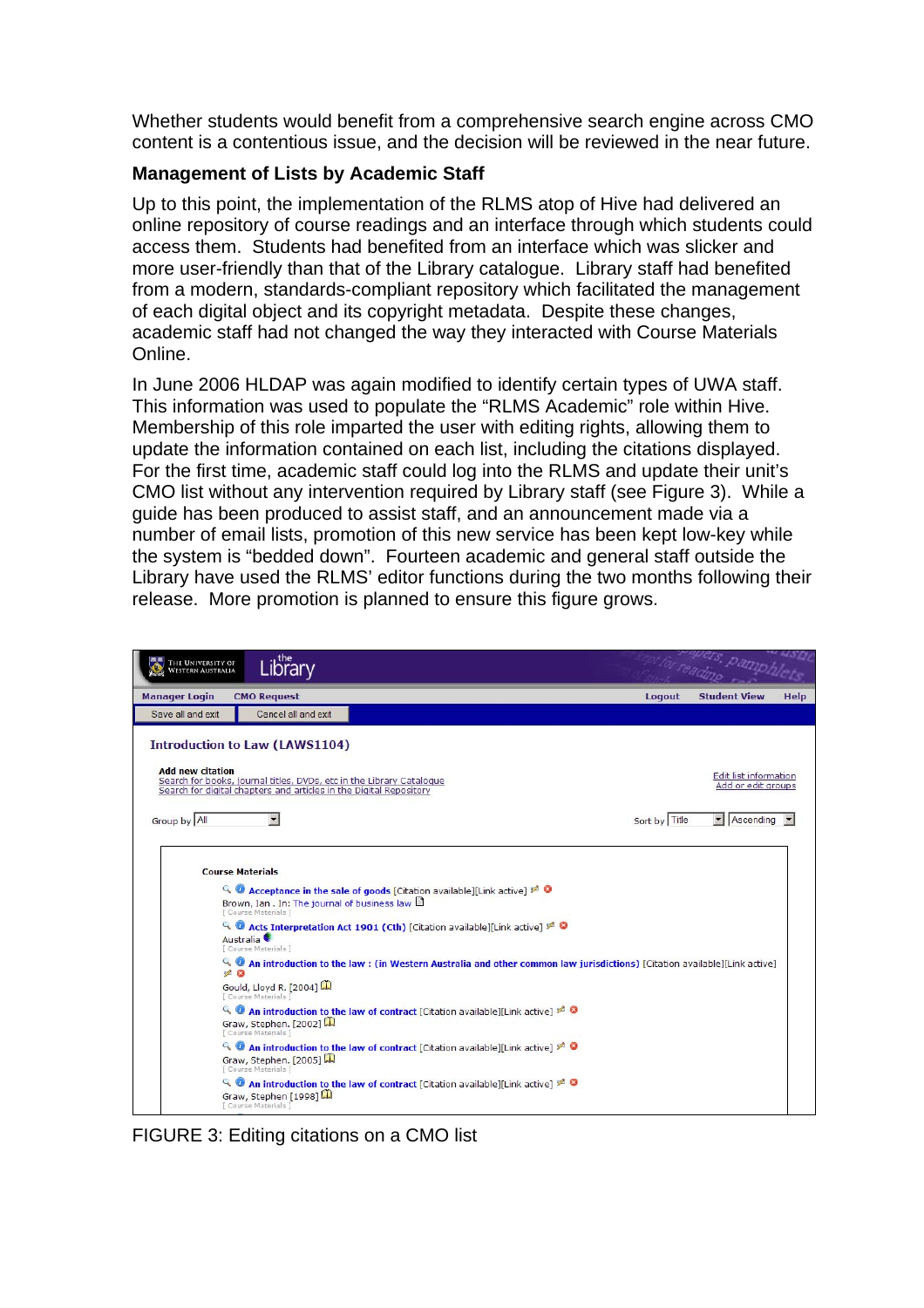Whether students would benefit from a comprehensive search engine across CMO content is a contentious issue, and the decision will be reviewed in the near future.

### Management of Lists by Academic Staff

Up to this point, the implementation of the RLMS atop of Hive had delivered an online repository of course readings and an interface through which students could access them. Students had benefited from an interface which was slicker and more user-friendly than that of the Library catalogue. Library staff had benefited from a modern, standards-compliant repository which facilitated the management of each digital object and its copyright metadata. Despite these changes, academic staff had not changed the way they interacted with Course Materials Online.

In June 2006 HLDAP was again modified to identify certain types of UWA staff. This information was used to populate the "RLMS Academic" role within Hive. Membership of this role imparted the user with editing rights, allowing them to update the information contained on each list, including the citations displayed. For the first time, academic staff could log into the RLMS and update their unit's CMO list without any intervention required by Library staff (see Figure 3). While a guide has been produced to assist staff, and an announcement made via a number of email lists, promotion of this new service has been kept low-key while the system is "bedded down". Fourteen academic and general staff outside the Library have used the RLMS' editor functions during the two months following their release. More promotion is planned to ensure this figure grows.

FIGURE 3: Editing citations on a CMO list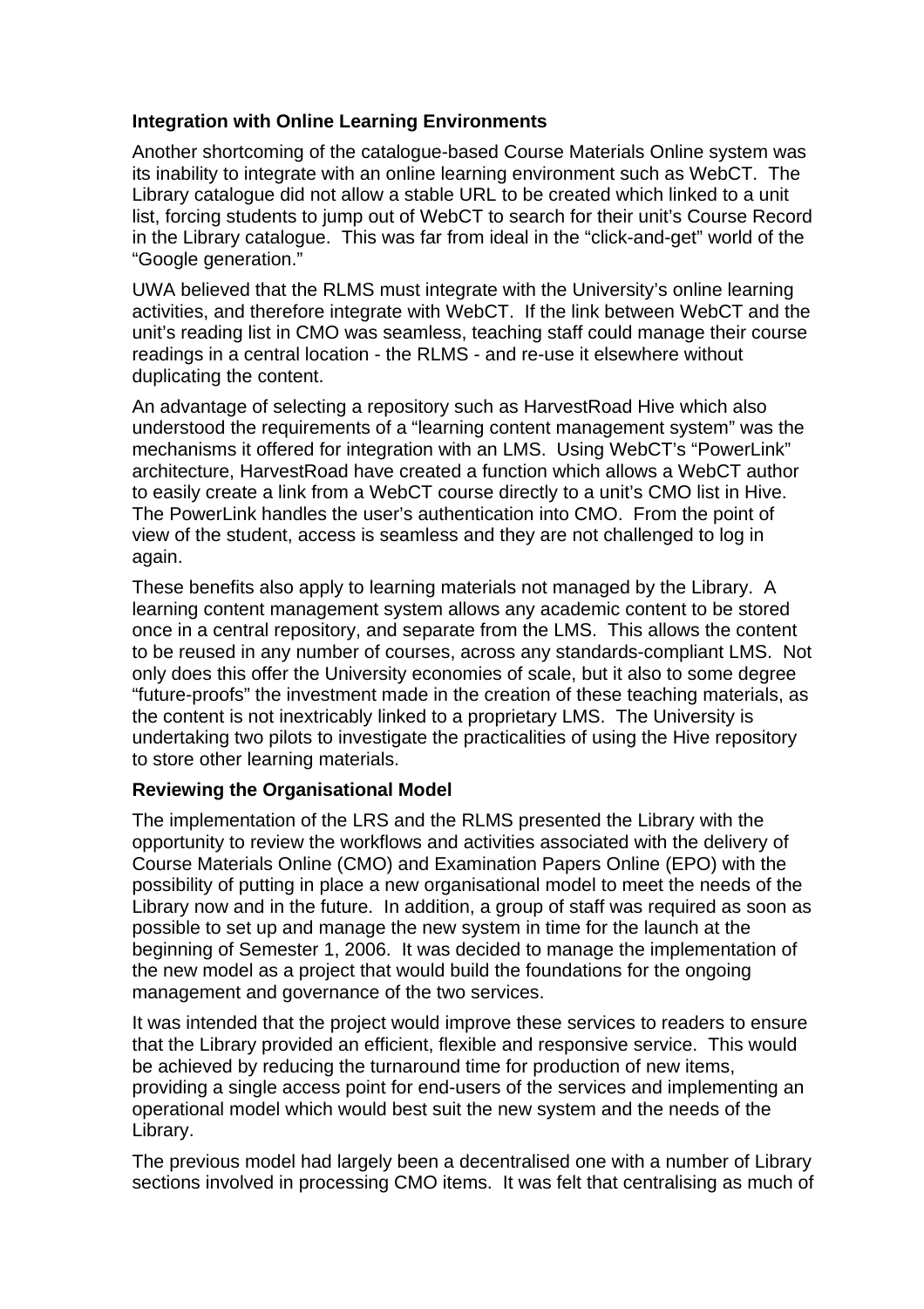### Integration with Online Learning Environments

Another shortcoming of the catalogue-based Course Materials Online system was its inability to integrate with an online learning environment such as WebCT. The Library catalogue did not allow a stable URL to be created which linked to a unit list, forcing students to jump out of WebCT to search for their unit's Course Record in the Library catalogue. This was far from ideal in the "click-and-get" world of the "Google generation."

UWA believed that the RLMS must integrate with the University's online learning activities, and therefore integrate with WebCT. If the link between WebCT and the unit's reading list in CMO was seamless, teaching staff could manage their course readings in a central location - the RLMS - and re-use it elsewhere without duplicating the content.

An advantage of selecting a repository such as HarvestRoad Hive which also understood the requirements of a "learning content management system" was the mechanisms it offered for integration with an LMS. Using WebCT's "PowerLink" architecture, HarvestRoad have created a function which allows a WebCT author to easily create a link from a WebCT course directly to a unit's CMO list in Hive. The PowerLink handles the user's authentication into CMO. From the point of view of the student, access is seamless and they are not challenged to log in again.

These benefits also apply to learning materials not managed by the Library. A learning content management system allows any academic content to be stored once in a central repository, and separate from the LMS. This allows the content to be reused in any number of courses, across any standards-compliant LMS. Not only does this offer the University economies of scale, but it also to some degree "future-proofs" the investment made in the creation of these teaching materials, as the content is not inextricably linked to a proprietary LMS. The University is undertaking two pilots to investigate the practicalities of using the Hive repository to store other learning materials.

### Reviewing the Organisational Model

The implementation of the LRS and the RLMS presented the Library with the opportunity to review the workflows and activities associated with the delivery of Course Materials Online (CMO) and Examination Papers Online (EPO) with the possibility of putting in place a new organisational model to meet the needs of the Library now and in the future. In addition, a group of staff was required as soon as possible to set up and manage the new system in time for the launch at the beginning of Semester 1, 2006. It was decided to manage the implementation of the new model as a project that would build the foundations for the ongoing management and governance of the two services.

It was intended that the project would improve these services to readers to ensure that the Library provided an efficient, flexible and responsive service. This would be achieved by reducing the turnaround time for production of new items, providing a single access point for end-users of the services and implementing an operational model which would best suit the new system and the needs of the Library.

The previous model had largely been a decentralised one with a number of Library sections involved in processing CMO items. It was felt that centralising as much of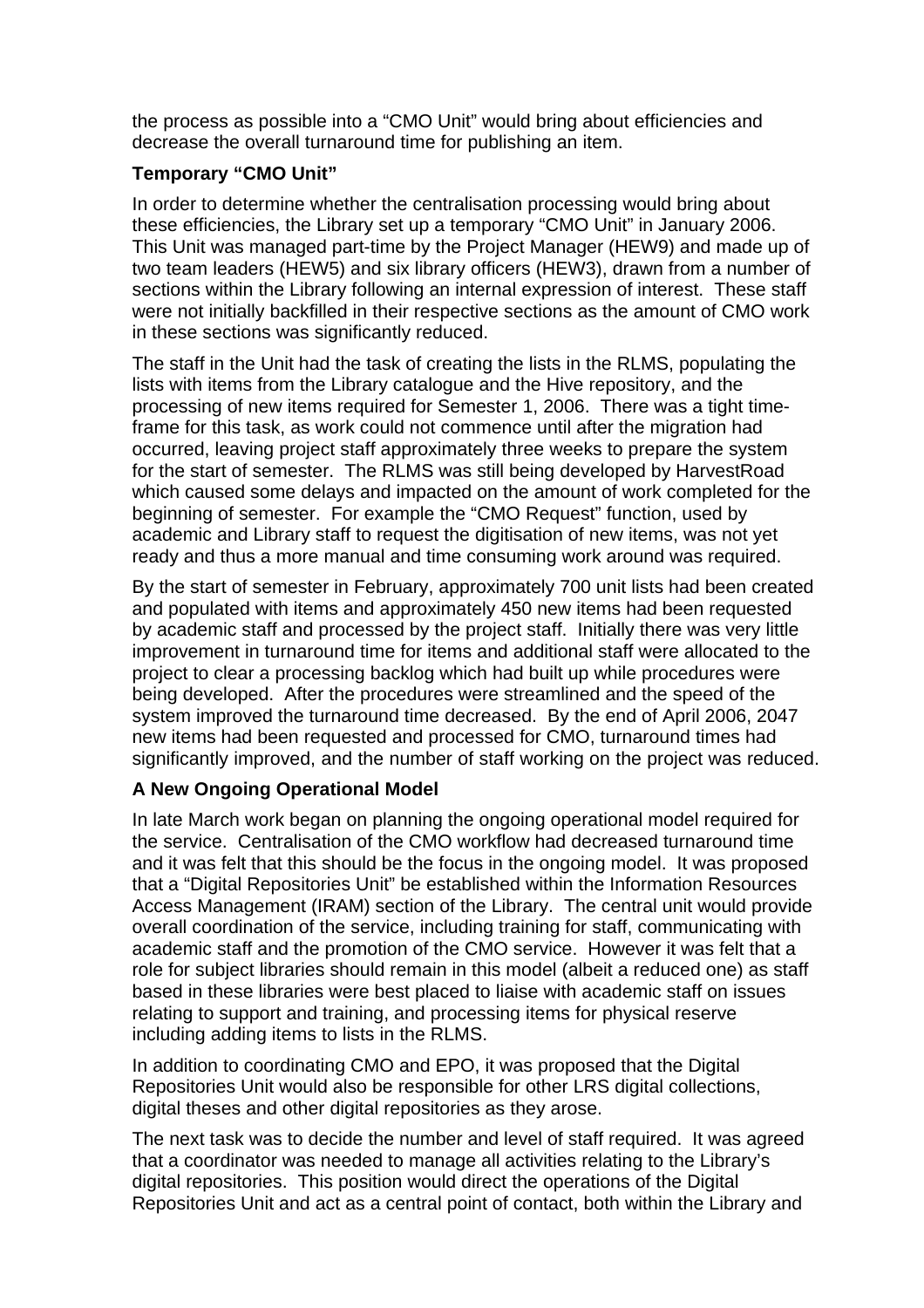the process as possible into a "CMO Unit" would bring about efficiencies and decrease the overall turnaround time for publishing an item.

**Temporary "CMO Unit"**

In order to determine whether the centralisation processing would bring about these efficiencies, the Library set up a temporary "CMO Unit" in January 2006. This Unit was managed part-time by the Project Manager (HEW9) and made up of two team leaders (HEW5) and six library officers (HEW3), drawn from a number of sections within the Library following an internal expression of interest. These staff were not initially backfilled in their respective sections as the amount of CMO work in these sections was significantly reduced.

The staff in the Unit had the task of creating the lists in the RLMS, populating the lists with items from the Library catalogue and the Hive repository, and the processing of new items required for Semester 1, 2006. There was a tight time-frame for this task, as work could not commence until after the migration had occurred, leaving project staff approximately three weeks to prepare the system for the start of semester. The RLMS was still being developed by HarvestRoad which caused some delays and impacted on the amount of work completed for the beginning of semester. For example the "CMO Request" function, used by academic and Library staff to request the digitisation of new items, was not yet ready and thus a more manual and time consuming work around was required.

By the start of semester in February, approximately 700 unit lists had been created and populated with items and approximately 450 new items had been requested by academic staff and processed by the project staff. Initially there was very little improvement in turnaround time for items and additional staff were allocated to the project to clear a processing backlog which had built up while procedures were being developed. After the procedures were streamlined and the speed of the system improved the turnaround time decreased. By the end of April 2006, 2047 new items had been requested and processed for CMO, turnaround times had significantly improved, and the number of staff working on the project was reduced.

**A New Ongoing Operational Model**

In late March work began on planning the ongoing operational model required for the service. Centralisation of the CMO workflow had decreased turnaround time and it was felt that this should be the focus in the ongoing model. It was proposed that a "Digital Repositories Unit" be established within the Information Resources Access Management (IRAM) section of the Library. The central unit would provide overall coordination of the service, including training for staff, communicating with academic staff and the promotion of the CMO service. However it was felt that a role for subject libraries should remain in this model (albeit a reduced one) as staff based in these libraries were best placed to liaise with academic staff on issues relating to support and training, and processing items for physical reserve including adding items to lists in the RLMS.

In addition to coordinating CMO and EPO, it was proposed that the Digital Repositories Unit would also be responsible for other LRS digital collections, digital theses and other digital repositories as they arose.

The next task was to decide the number and level of staff required. It was agreed that a coordinator was needed to manage all activities relating to the Library's digital repositories. This position would direct the operations of the Digital Repositories Unit and act as a central point of contact, both within the Library and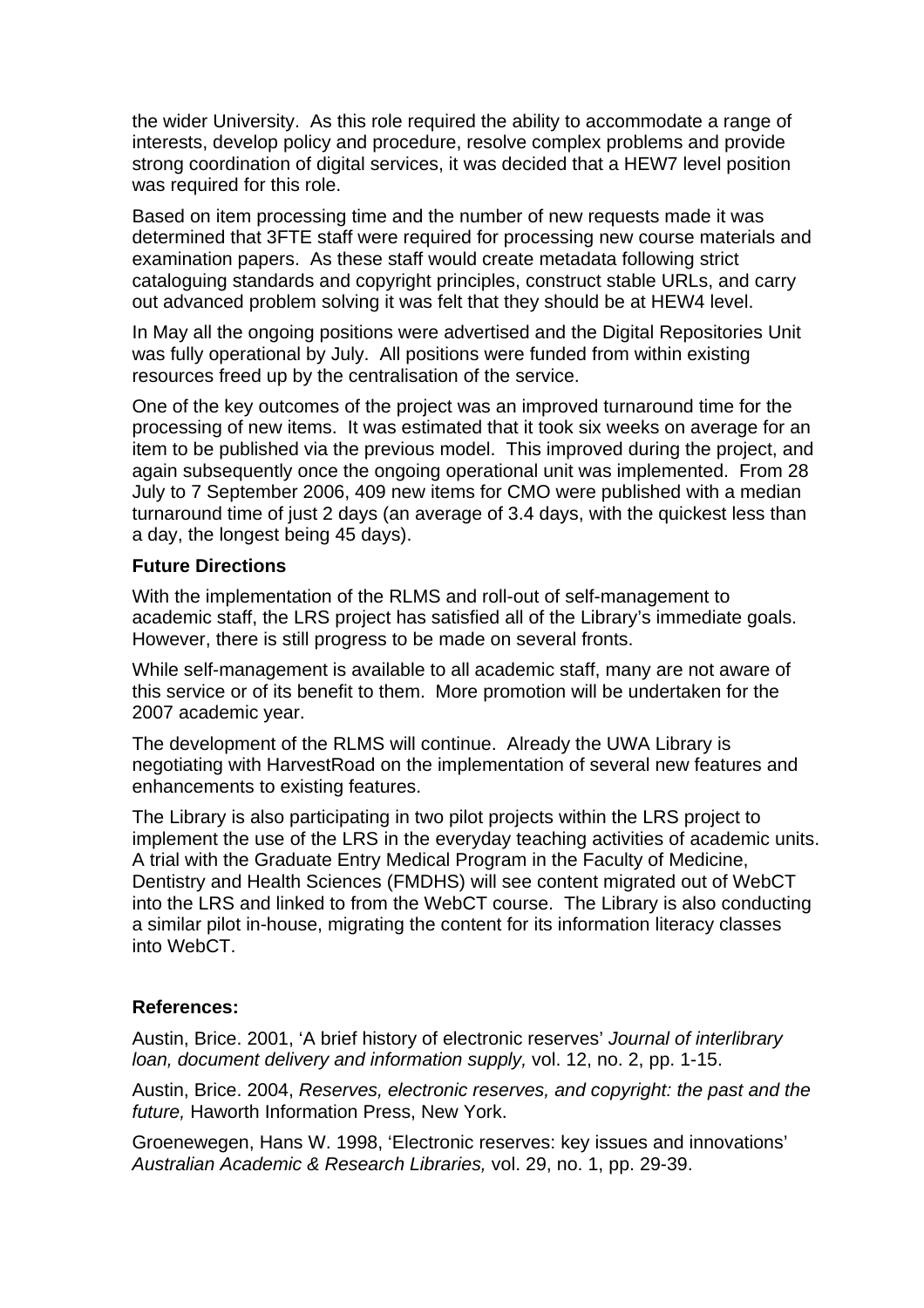the wider University. As this role required the ability to accommodate a range of interests, develop policy and procedure, resolve complex problems and provide strong coordination of digital services, it was decided that a HEW7 level position was required for this role.

Based on item processing time and the number of new requests made it was determined that 3FTE staff were required for processing new course materials and examination papers. As these staff would create metadata following strict cataloguing standards and copyright principles, construct stable URLs, and carry out advanced problem solving it was felt that they should be at HEW4 level.

In May all the ongoing positions were advertised and the Digital Repositories Unit was fully operational by July. All positions were funded from within existing resources freed up by the centralisation of the service.

One of the key outcomes of the project was an improved turnaround time for the processing of new items. It was estimated that it took six weeks on average for an item to be published via the previous model. This improved during the project, and again subsequently once the ongoing operational unit was implemented. From 28 July to 7 September 2006, 409 new items for CMO were published with a median turnaround time of just 2 days (an average of 3.4 days, with the quickest less than a day, the longest being 45 days).

**Future Directions**

With the implementation of the RLMS and roll-out of self-management to academic staff, the LRS project has satisfied all of the Library's immediate goals. However, there is still progress to be made on several fronts.

While self-management is available to all academic staff, many are not aware of this service or of its benefit to them. More promotion will be undertaken for the 2007 academic year.

The development of the RLMS will continue. Already the UWA Library is negotiating with HarvestRoad on the implementation of several new features and enhancements to existing features.

The Library is also participating in two pilot projects within the LRS project to implement the use of the LRS in the everyday teaching activities of academic units. A trial with the Graduate Entry Medical Program in the Faculty of Medicine, Dentistry and Health Sciences (FMDHS) will see content migrated out of WebCT into the LRS and linked to from the WebCT course. The Library is also conducting a similar pilot in-house, migrating the content for its information literacy classes into WebCT.

**References:**

Austin, Brice. 2001, 'A brief history of electronic reserves' *Journal of interlibrary loan, document delivery and information supply,* vol. 12, no. 2, pp. 1-15.

Austin, Brice. 2004, *Reserves, electronic reserves, and copyright: the past and the future,* Haworth Information Press, New York.

Groenewegen, Hans W. 1998, 'Electronic reserves: key issues and innovations' *Australian Academic & Research Libraries,* vol. 29, no. 1, pp. 29-39.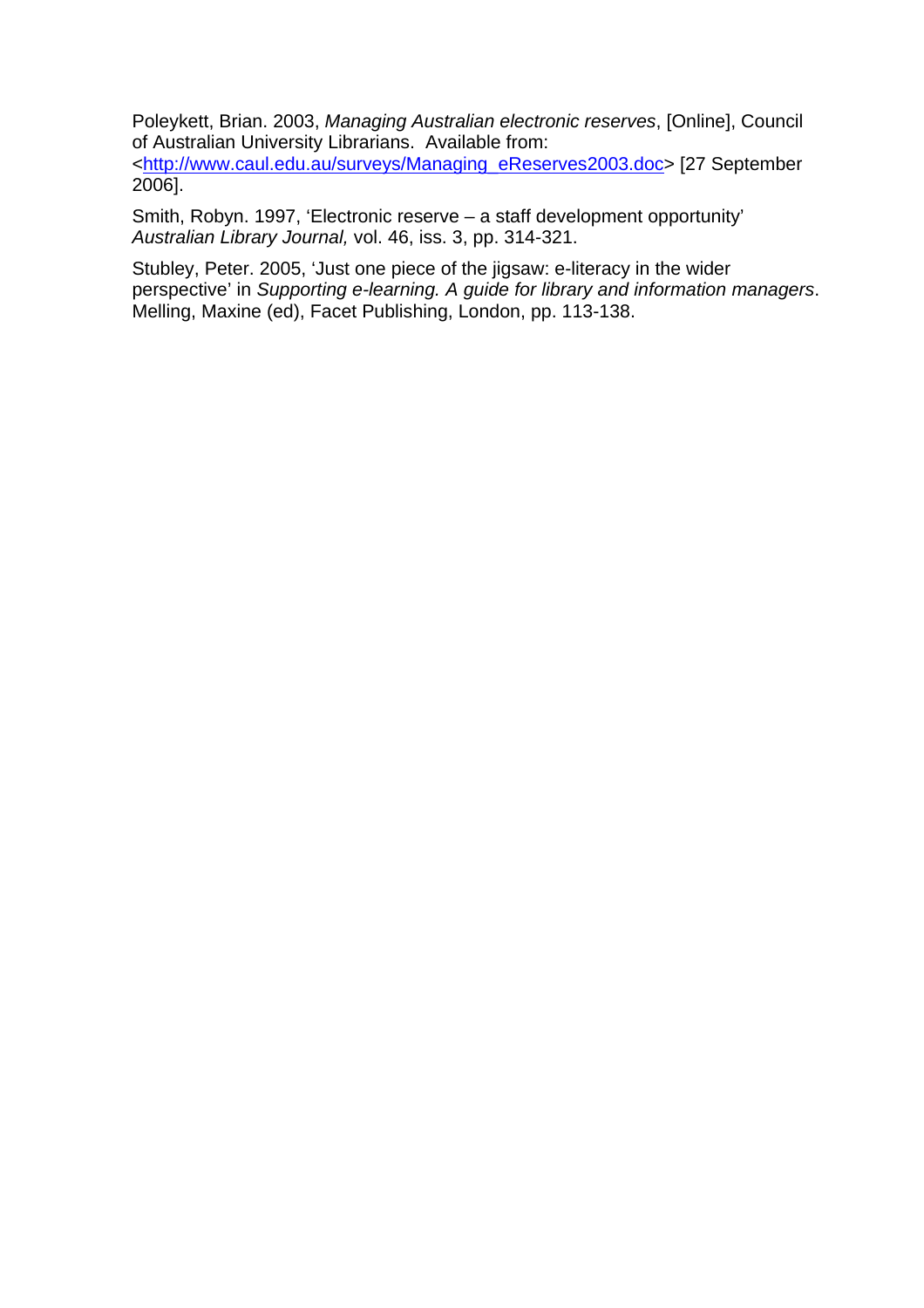Poleykett, Brian. 2003, *Managing Australian electronic reserves*, [Online], Council of Australian University Librarians. Available from: <http://www.caul.edu.au/surveys/Managing_eReserves2003.doc> [27 September 2006].

Smith, Robyn. 1997, 'Electronic reserve – a staff development opportunity' *Australian Library Journal,* vol. 46, iss. 3, pp. 314-321.

Stubley, Peter. 2005, 'Just one piece of the jigsaw: e-literacy in the wider perspective' in *Supporting e-learning. A guide for library and information managers*. Melling, Maxine (ed), Facet Publishing, London, pp. 113-138.